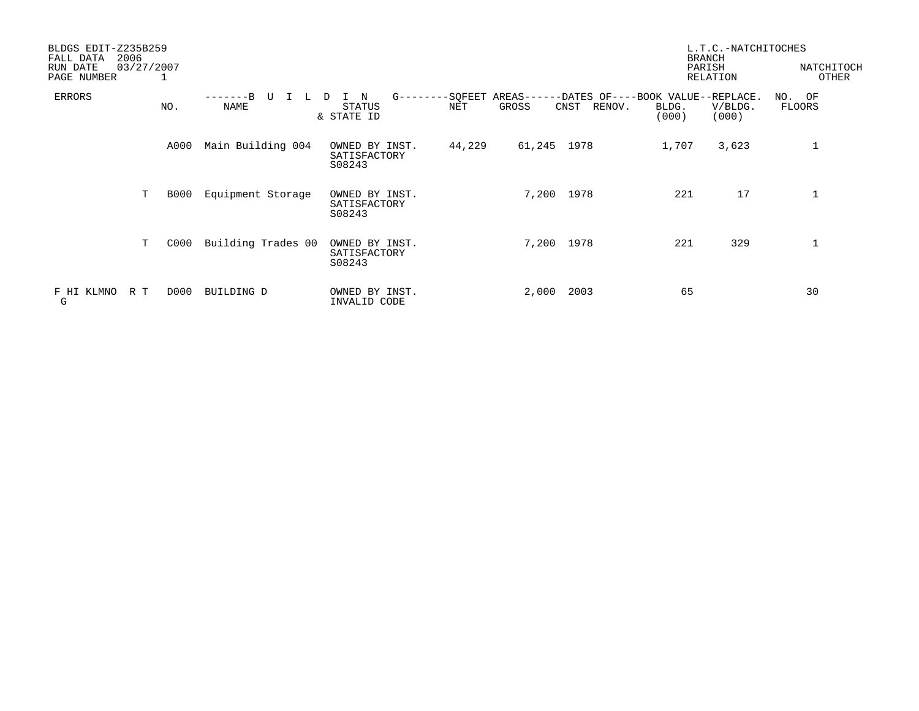BLDGS EDIT-Z235B259
FALL DATA 2006
RUN DATE 03/27/2007
PAGE NUMBER 1

L.T.C.-NATCHITOCHES
BRANCH
PARISH NATCHITOCH
RELATION OTHER

| ERRORS | | NO. | NAME | STATUS & STATE ID | SQFEET AREAS NET | SQFEET AREAS GROSS | DATES OF CNST | DATES OF RENOV. | BOOK VALUE BLDG. (000) | REPLACE. V/BLDG. (000) | NO. OF FLOORS |
|---|---|---|---|---|---|---|---|---|---|---|---|
| | | A000 | Main Building 004 | OWNED BY INST. SATISFACTORY S08243 | 44,229 | 61,245 | 1978 | | 1,707 | 3,623 | 1 |
| | T | B000 | Equipment Storage | OWNED BY INST. SATISFACTORY S08243 | | 7,200 | 1978 | | 221 | 17 | 1 |
| | T | C000 | Building Trades 00 | OWNED BY INST. SATISFACTORY S08243 | | 7,200 | 1978 | | 221 | 329 | 1 |
| F HI KLMNO G | R T | D000 | BUILDING D | OWNED BY INST. INVALID CODE | | 2,000 | 2003 | | 65 | | 30 |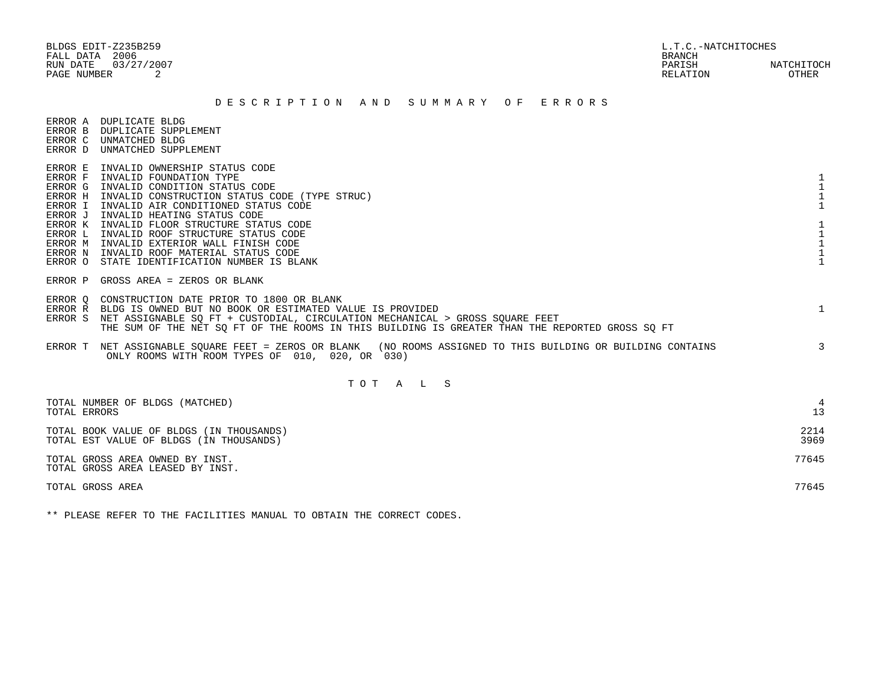BLDGS EDIT-Z235B259
FALL DATA 2006
RUN DATE 03/27/2007
PAGE NUMBER 2

L.T.C.-NATCHITOCHES
BRANCH
PARISH NATCHITOCH
RELATION OTHER

## D E S C R I P T I O N   A N D   S U M M A R Y   O F   E R R O R S

| | | |
|---|---|---|
| ERROR A | DUPLICATE BLDG | |
| ERROR B | DUPLICATE SUPPLEMENT | |
| ERROR C | UNMATCHED BLDG | |
| ERROR D | UNMATCHED SUPPLEMENT | |
| ERROR E | INVALID OWNERSHIP STATUS CODE | |
| ERROR F | INVALID FOUNDATION TYPE | 1 |
| ERROR G | INVALID CONDITION STATUS CODE | 1 |
| ERROR H | INVALID CONSTRUCTION STATUS CODE (TYPE STRUC) | 1 |
| ERROR I | INVALID AIR CONDITIONED STATUS CODE | 1 |
| ERROR J | INVALID HEATING STATUS CODE | |
| ERROR K | INVALID FLOOR STRUCTURE STATUS CODE | 1 |
| ERROR L | INVALID ROOF STRUCTURE STATUS CODE | 1 |
| ERROR M | INVALID EXTERIOR WALL FINISH CODE | 1 |
| ERROR N | INVALID ROOF MATERIAL STATUS CODE | 1 |
| ERROR O | STATE IDENTIFICATION NUMBER IS BLANK | 1 |
| ERROR P | GROSS AREA = ZEROS OR BLANK | |
| ERROR Q | CONSTRUCTION DATE PRIOR TO 1800 OR BLANK | |
| ERROR R | BLDG IS OWNED BUT NO BOOK OR ESTIMATED VALUE IS PROVIDED | 1 |
| ERROR S | NET ASSIGNABLE SQ FT + CUSTODIAL, CIRCULATION MECHANICAL > GROSS SQUARE FEET<br>THE SUM OF THE NET SQ FT OF THE ROOMS IN THIS BUILDING IS GREATER THAN THE REPORTED GROSS SQ FT | |
| ERROR T | NET ASSIGNABLE SQUARE FEET = ZEROS OR BLANK (NO ROOMS ASSIGNED TO THIS BUILDING OR BUILDING CONTAINS ONLY ROOMS WITH ROOM TYPES OF 010, 020, OR 030) | 3 |

## T O T A L S

| | |
|---|---|
| TOTAL NUMBER OF BLDGS (MATCHED) | 4 |
| TOTAL ERRORS | 13 |
| TOTAL BOOK VALUE OF BLDGS (IN THOUSANDS) | 2214 |
| TOTAL EST VALUE OF BLDGS (IN THOUSANDS) | 3969 |
| TOTAL GROSS AREA OWNED BY INST. | 77645 |
| TOTAL GROSS AREA LEASED BY INST. | |
| TOTAL GROSS AREA | 77645 |

** PLEASE REFER TO THE FACILITIES MANUAL TO OBTAIN THE CORRECT CODES.